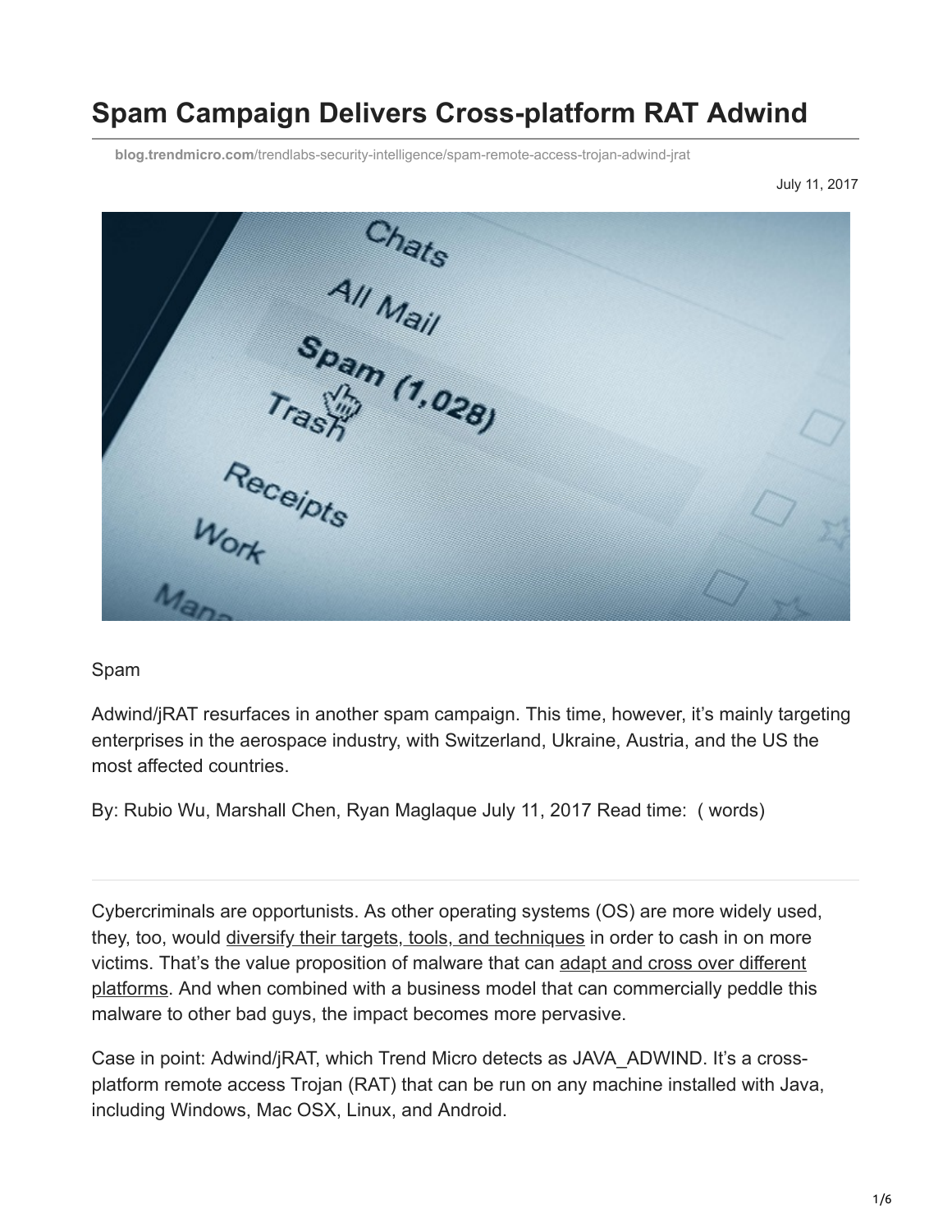# Spam Campaign Delivers Cross-platform RAT Adwind

blog.trendmicro.com/trendlabs-security-intelligence/spam-remote-access-trojan-adwind-jrat

July 11, 2017

Spam

Adwind/jRAT resurfaces in another spam campaign. This time, however, it's mainly targeting enterprises in the aerospace industry, with Switzerland, Ukraine, Austria, and the US the most affected countries.

By: Rubio Wu, Marshall Chen, Ryan Maglaque July 11, 2017 Read time: ( words)

---

Cybercriminals are opportunists. As other operating systems (OS) are more widely used, they, too, would diversify their targets, tools, and techniques in order to cash in on more victims. That's the value proposition of malware that can adapt and cross over different platforms. And when combined with a business model that can commercially peddle this malware to other bad guys, the impact becomes more pervasive.

Case in point: Adwind/jRAT, which Trend Micro detects as JAVA_ADWIND. It's a cross-platform remote access Trojan (RAT) that can be run on any machine installed with Java, including Windows, Mac OSX, Linux, and Android.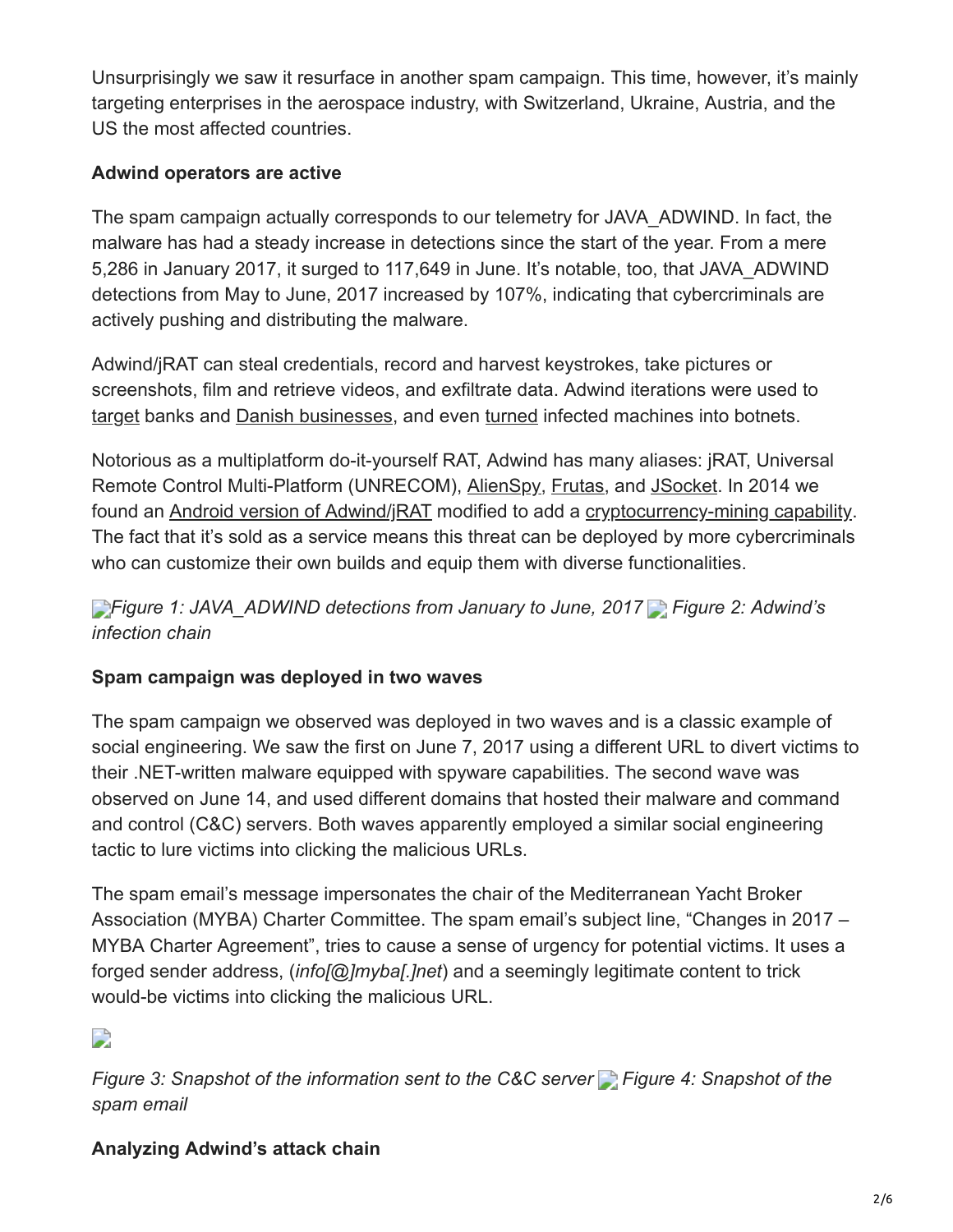Unsurprisingly we saw it resurface in another spam campaign. This time, however, it's mainly targeting enterprises in the aerospace industry, with Switzerland, Ukraine, Austria, and the US the most affected countries.

**Adwind operators are active**

The spam campaign actually corresponds to our telemetry for JAVA_ADWIND. In fact, the malware has had a steady increase in detections since the start of the year. From a mere 5,286 in January 2017, it surged to 117,649 in June. It's notable, too, that JAVA_ADWIND detections from May to June, 2017 increased by 107%, indicating that cybercriminals are actively pushing and distributing the malware.

Adwind/jRAT can steal credentials, record and harvest keystrokes, take pictures or screenshots, film and retrieve videos, and exfiltrate data. Adwind iterations were used to target banks and Danish businesses, and even turned infected machines into botnets.

Notorious as a multiplatform do-it-yourself RAT, Adwind has many aliases: jRAT, Universal Remote Control Multi-Platform (UNRECOM), AlienSpy, Frutas, and JSocket. In 2014 we found an Android version of Adwind/jRAT modified to add a cryptocurrency-mining capability. The fact that it's sold as a service means this threat can be deployed by more cybercriminals who can customize their own builds and equip them with diverse functionalities.

*Figure 1: JAVA_ADWIND detections from January to June, 2017* *Figure 2: Adwind's infection chain*

**Spam campaign was deployed in two waves**

The spam campaign we observed was deployed in two waves and is a classic example of social engineering. We saw the first on June 7, 2017 using a different URL to divert victims to their .NET-written malware equipped with spyware capabilities. The second wave was observed on June 14, and used different domains that hosted their malware and command and control (C&C) servers. Both waves apparently employed a similar social engineering tactic to lure victims into clicking the malicious URLs.

The spam email's message impersonates the chair of the Mediterranean Yacht Broker Association (MYBA) Charter Committee. The spam email's subject line, "Changes in 2017 – MYBA Charter Agreement", tries to cause a sense of urgency for potential victims. It uses a forged sender address, (*info[@]myba[.]net*) and a seemingly legitimate content to trick would-be victims into clicking the malicious URL.

*Figure 3: Snapshot of the information sent to the C&C server* *Figure 4: Snapshot of the spam email*

**Analyzing Adwind's attack chain**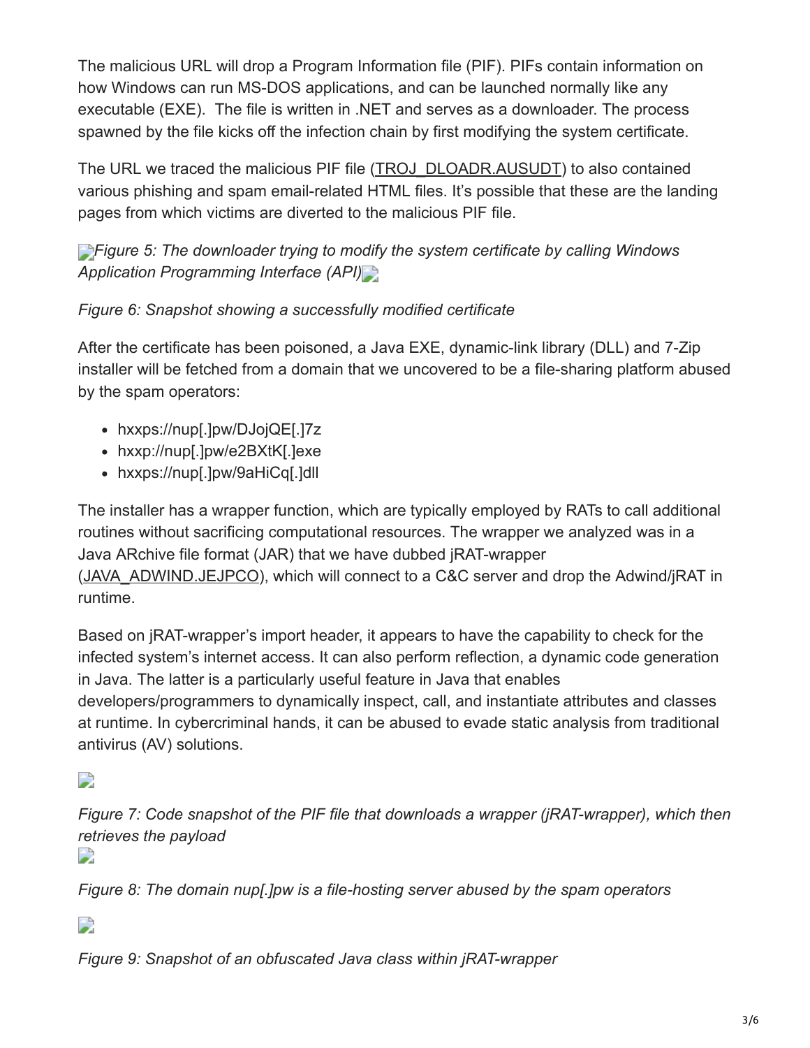The malicious URL will drop a Program Information file (PIF). PIFs contain information on how Windows can run MS-DOS applications, and can be launched normally like any executable (EXE). The file is written in .NET and serves as a downloader. The process spawned by the file kicks off the infection chain by first modifying the system certificate.

The URL we traced the malicious PIF file (TROJ_DLOADR.AUSUDT) to also contained various phishing and spam email-related HTML files. It's possible that these are the landing pages from which victims are diverted to the malicious PIF file.

*Figure 5: The downloader trying to modify the system certificate by calling Windows Application Programming Interface (API)*

*Figure 6: Snapshot showing a successfully modified certificate*

After the certificate has been poisoned, a Java EXE, dynamic-link library (DLL) and 7-Zip installer will be fetched from a domain that we uncovered to be a file-sharing platform abused by the spam operators:

- hxxps://nup[.]pw/DJojQE[.]7z
- hxxp://nup[.]pw/e2BXtK[.]exe
- hxxps://nup[.]pw/9aHiCq[.]dll

The installer has a wrapper function, which are typically employed by RATs to call additional routines without sacrificing computational resources. The wrapper we analyzed was in a Java ARchive file format (JAR) that we have dubbed jRAT-wrapper (JAVA_ADWIND.JEJPCO), which will connect to a C&C server and drop the Adwind/jRAT in runtime.

Based on jRAT-wrapper's import header, it appears to have the capability to check for the infected system's internet access. It can also perform reflection, a dynamic code generation in Java. The latter is a particularly useful feature in Java that enables developers/programmers to dynamically inspect, call, and instantiate attributes and classes at runtime. In cybercriminal hands, it can be abused to evade static analysis from traditional antivirus (AV) solutions.

*Figure 7: Code snapshot of the PIF file that downloads a wrapper (jRAT-wrapper), which then retrieves the payload*

*Figure 8: The domain nup[.]pw is a file-hosting server abused by the spam operators*

*Figure 9: Snapshot of an obfuscated Java class within jRAT-wrapper*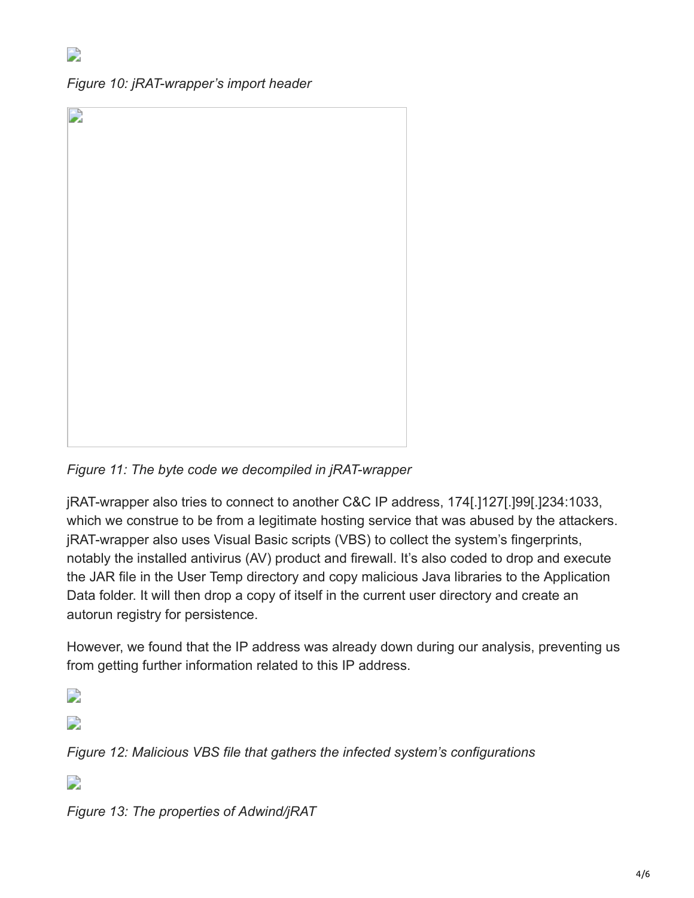*Figure 10: jRAT-wrapper's import header*

*Figure 11: The byte code we decompiled in jRAT-wrapper*

jRAT-wrapper also tries to connect to another C&C IP address, 174[.]127[.]99[.]234:1033, which we construe to be from a legitimate hosting service that was abused by the attackers. jRAT-wrapper also uses Visual Basic scripts (VBS) to collect the system's fingerprints, notably the installed antivirus (AV) product and firewall. It's also coded to drop and execute the JAR file in the User Temp directory and copy malicious Java libraries to the Application Data folder. It will then drop a copy of itself in the current user directory and create an autorun registry for persistence.

However, we found that the IP address was already down during our analysis, preventing us from getting further information related to this IP address.

*Figure 12: Malicious VBS file that gathers the infected system's configurations*

*Figure 13: The properties of Adwind/jRAT*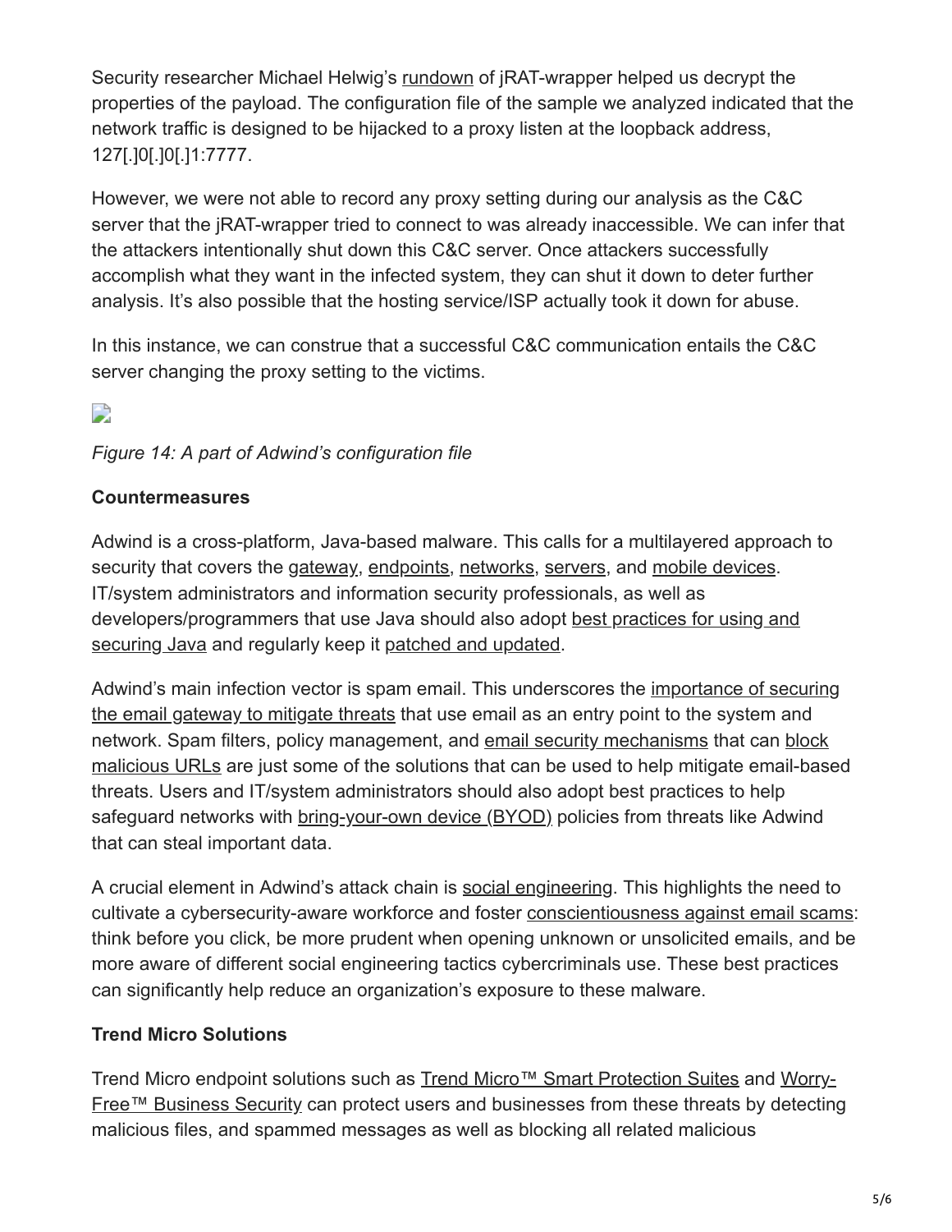Security researcher Michael Helwig's rundown of jRAT-wrapper helped us decrypt the properties of the payload. The configuration file of the sample we analyzed indicated that the network traffic is designed to be hijacked to a proxy listen at the loopback address, 127[.]0[.]0[.]1:7777.

However, we were not able to record any proxy setting during our analysis as the C&C server that the jRAT-wrapper tried to connect to was already inaccessible. We can infer that the attackers intentionally shut down this C&C server. Once attackers successfully accomplish what they want in the infected system, they can shut it down to deter further analysis. It's also possible that the hosting service/ISP actually took it down for abuse.

In this instance, we can construe that a successful C&C communication entails the C&C server changing the proxy setting to the victims.

*Figure 14: A part of Adwind's configuration file*

**Countermeasures**

Adwind is a cross-platform, Java-based malware. This calls for a multilayered approach to security that covers the gateway, endpoints, networks, servers, and mobile devices. IT/system administrators and information security professionals, as well as developers/programmers that use Java should also adopt best practices for using and securing Java and regularly keep it patched and updated.

Adwind's main infection vector is spam email. This underscores the importance of securing the email gateway to mitigate threats that use email as an entry point to the system and network. Spam filters, policy management, and email security mechanisms that can block malicious URLs are just some of the solutions that can be used to help mitigate email-based threats. Users and IT/system administrators should also adopt best practices to help safeguard networks with bring-your-own device (BYOD) policies from threats like Adwind that can steal important data.

A crucial element in Adwind's attack chain is social engineering. This highlights the need to cultivate a cybersecurity-aware workforce and foster conscientiousness against email scams: think before you click, be more prudent when opening unknown or unsolicited emails, and be more aware of different social engineering tactics cybercriminals use. These best practices can significantly help reduce an organization's exposure to these malware.

**Trend Micro Solutions**

Trend Micro endpoint solutions such as Trend Micro™ Smart Protection Suites and Worry-Free™ Business Security can protect users and businesses from these threats by detecting malicious files, and spammed messages as well as blocking all related malicious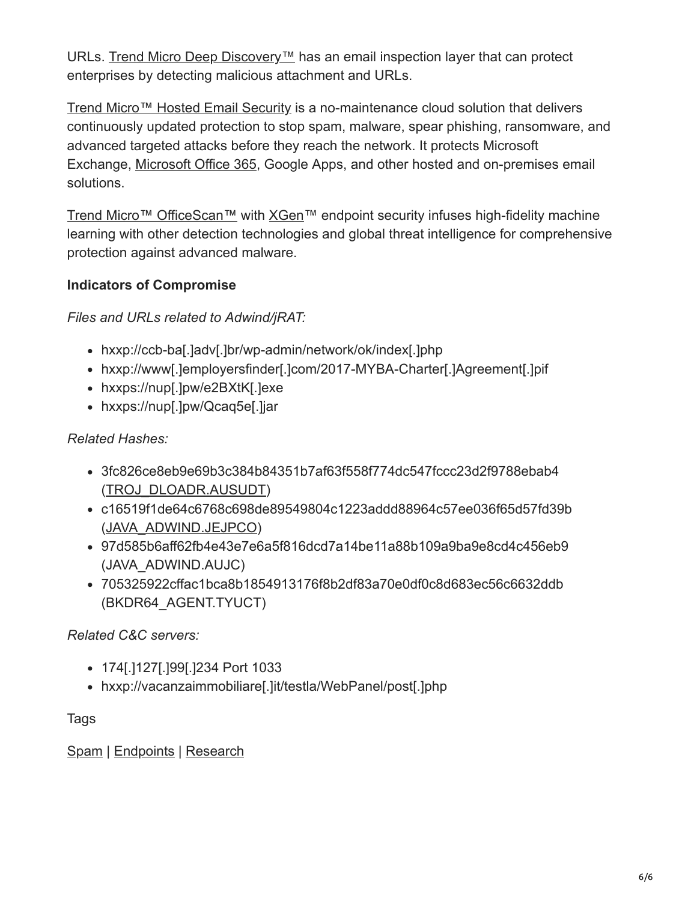URLs. Trend Micro Deep Discovery™ has an email inspection layer that can protect enterprises by detecting malicious attachment and URLs.

Trend Micro™ Hosted Email Security is a no-maintenance cloud solution that delivers continuously updated protection to stop spam, malware, spear phishing, ransomware, and advanced targeted attacks before they reach the network. It protects Microsoft Exchange, Microsoft Office 365, Google Apps, and other hosted and on-premises email solutions.

Trend Micro™ OfficeScan™ with XGen™ endpoint security infuses high-fidelity machine learning with other detection technologies and global threat intelligence for comprehensive protection against advanced malware.

**Indicators of Compromise**

*Files and URLs related to Adwind/jRAT:*

- hxxp://ccb-ba[.]adv[.]br/wp-admin/network/ok/index[.]php
- hxxp://www[.]employersfinder[.]com/2017-MYBA-Charter[.]Agreement[.]pif
- hxxps://nup[.]pw/e2BXtK[.]exe
- hxxps://nup[.]pw/Qcaq5e[.]jar

*Related Hashes:*

- 3fc826ce8eb9e69b3c384b84351b7af63f558f774dc547fccc23d2f9788ebab4 (TROJ_DLOADR.AUSUDT)
- c16519f1de64c6768c698de89549804c1223addd88964c57ee036f65d57fd39b (JAVA_ADWIND.JEJPCO)
- 97d585b6aff62fb4e43e7e6a5f816dcd7a14be11a88b109a9ba9e8cd4c456eb9 (JAVA_ADWIND.AUJC)
- 705325922cffac1bca8b1854913176f8b2df83a70e0df0c8d683ec56c6632ddb (BKDR64_AGENT.TYUCT)

*Related C&C servers:*

- 174[.]127[.]99[.]234 Port 1033
- hxxp://vacanzaimmobiliare[.]it/testla/WebPanel/post[.]php

Tags

Spam | Endpoints | Research